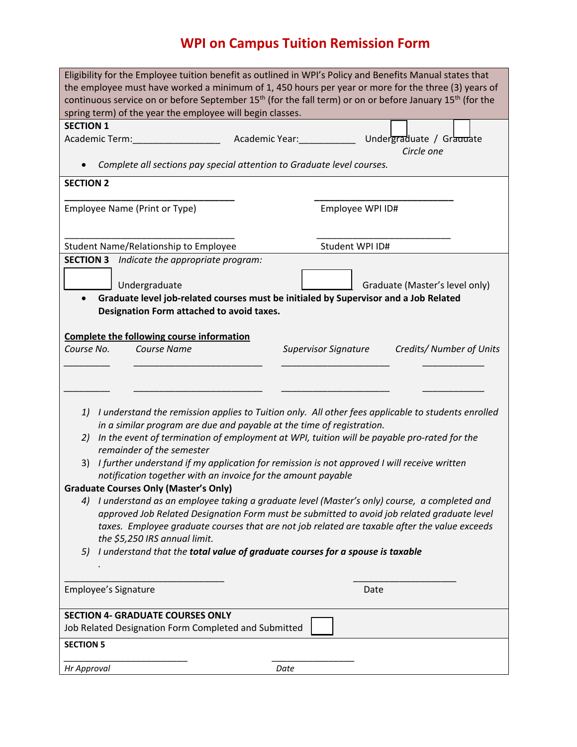# WPI on Campus Tuition Remission Form

Eligibility for the Employee tuition benefit as outlined in WPI's Policy and Benefits Manual states that the employee must have worked a minimum of 1, 450 hours per year or more for the three (3) years of continuous service on or before September 15th (for the fall term) or on or before January 15th (for the spring term) of the year the employee will begin classes.

**SECTION 1**

Academic Term:________________ Academic Year:__________ ☐ Undergraduate / ☐ Graduate
*Circle one*

- *Complete all sections pay special attention to Graduate level courses.*

**SECTION 2**

________________________________ ____________________________
Employee Name (Print or Type) Employee WPI ID#

________________________________ ____________________________
Student Name/Relationship to Employee Student WPI ID#

**SECTION 3** *Indicate the appropriate program:*

☐ Undergraduate ☐ Graduate (Master's level only)

- **Graduate level job-related courses must be initialed by Supervisor and a Job Related Designation Form attached to avoid taxes.**

**Complete the following course information**

| *Course No.* | *Course Name* | *Supervisor Signature* | *Credits/ Number of Units* |
|---|---|---|---|
| ________ | ________________________ | ____________________ | ___________ |
| ________ | ________________________ | ____________________ | ___________ |

1) *I understand the remission applies to Tuition only. All other fees applicable to students enrolled in a similar program are due and payable at the time of registration.*
2) *In the event of termination of employment at WPI, tuition will be payable pro-rated for the remainder of the semester*
3) *I further understand if my application for remission is not approved I will receive written notification together with an invoice for the amount payable*

**Graduate Courses Only (Master's Only)**

4) *I understand as an employee taking a graduate level (Master's only) course, a completed and approved Job Related Designation Form must be submitted to avoid job related graduate level taxes. Employee graduate courses that are not job related are taxable after the value exceeds the $5,250 IRS annual limit.*
5) *I understand that the* ***total value of graduate courses for a spouse is taxable***
*.*

______________________________ ____________________
Employee's Signature Date

**SECTION 4- GRADUATE COURSES ONLY**

Job Related Designation Form Completed and Submitted ☐

**SECTION 5**

________________________ ________________
*Hr Approval* *Date*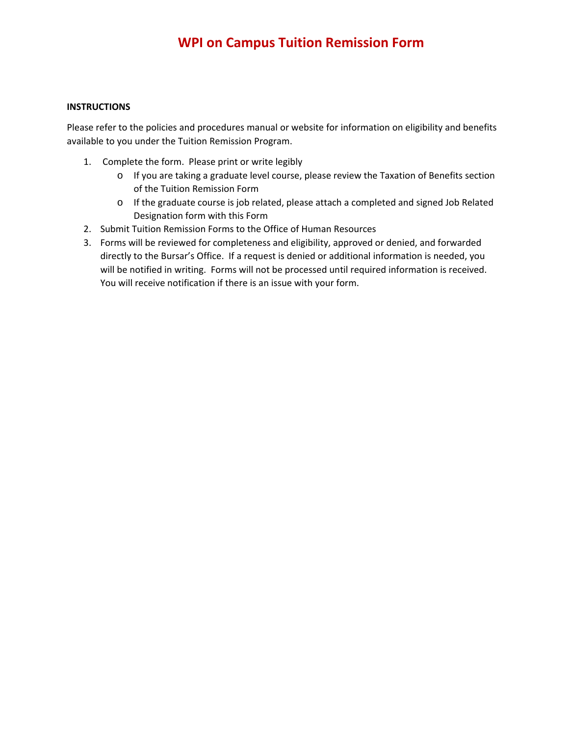# WPI on Campus Tuition Remission Form

**INSTRUCTIONS**

Please refer to the policies and procedures manual or website for information on eligibility and benefits available to you under the Tuition Remission Program.

1. Complete the form. Please print or write legibly
   - If you are taking a graduate level course, please review the Taxation of Benefits section of the Tuition Remission Form
   - If the graduate course is job related, please attach a completed and signed Job Related Designation form with this Form
2. Submit Tuition Remission Forms to the Office of Human Resources
3. Forms will be reviewed for completeness and eligibility, approved or denied, and forwarded directly to the Bursar's Office. If a request is denied or additional information is needed, you will be notified in writing. Forms will not be processed until required information is received. You will receive notification if there is an issue with your form.